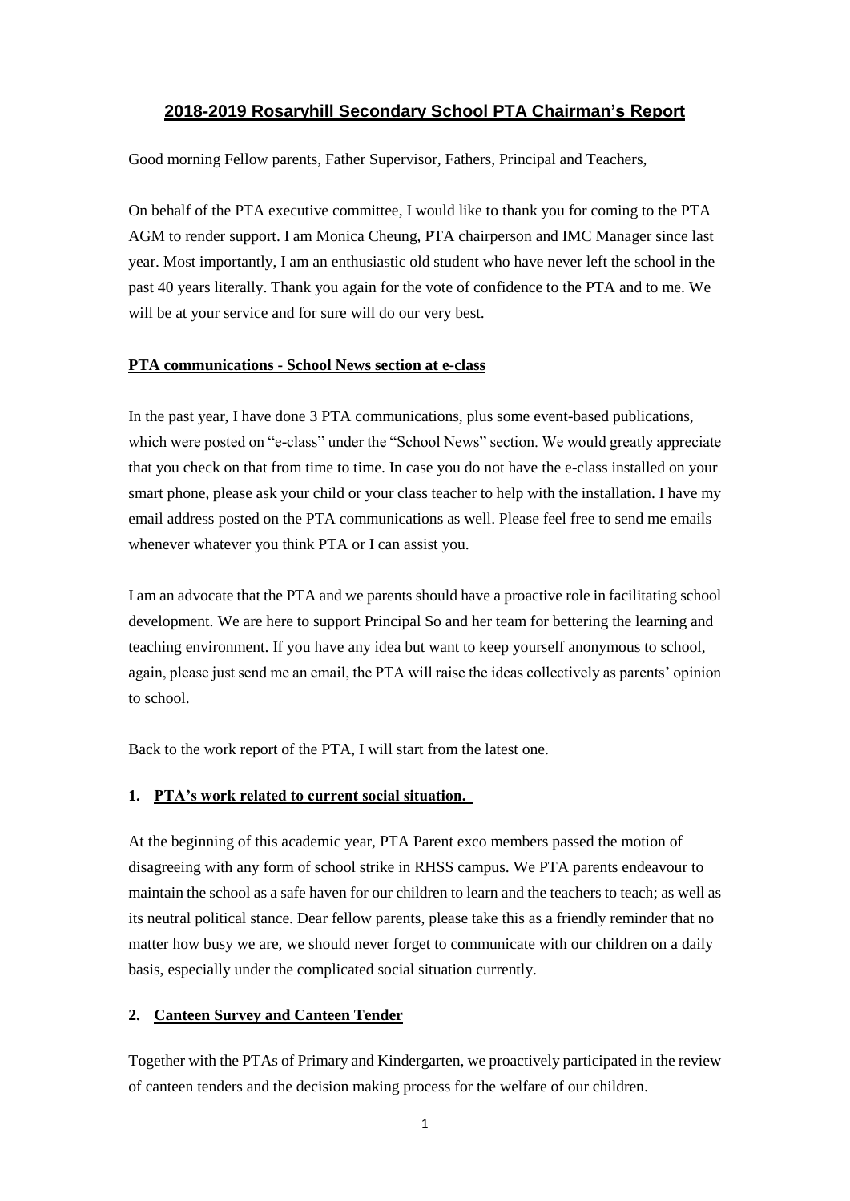# 2018-2019 Rosaryhill Secondary School PTA Chairman's Report

Good morning Fellow parents, Father Supervisor, Fathers, Principal and Teachers,

On behalf of the PTA executive committee, I would like to thank you for coming to the PTA AGM to render support. I am Monica Cheung, PTA chairperson and IMC Manager since last year. Most importantly, I am an enthusiastic old student who have never left the school in the past 40 years literally. Thank you again for the vote of confidence to the PTA and to me. We will be at your service and for sure will do our very best.

## PTA communications - School News section at e-class

In the past year, I have done 3 PTA communications, plus some event-based publications, which were posted on "e-class" under the "School News" section. We would greatly appreciate that you check on that from time to time. In case you do not have the e-class installed on your smart phone, please ask your child or your class teacher to help with the installation. I have my email address posted on the PTA communications as well. Please feel free to send me emails whenever whatever you think PTA or I can assist you.

I am an advocate that the PTA and we parents should have a proactive role in facilitating school development. We are here to support Principal So and her team for bettering the learning and teaching environment. If you have any idea but want to keep yourself anonymous to school, again, please just send me an email, the PTA will raise the ideas collectively as parents' opinion to school.

Back to the work report of the PTA, I will start from the latest one.

## 1. PTA's work related to current social situation.

At the beginning of this academic year, PTA Parent exco members passed the motion of disagreeing with any form of school strike in RHSS campus. We PTA parents endeavour to maintain the school as a safe haven for our children to learn and the teachers to teach; as well as its neutral political stance. Dear fellow parents, please take this as a friendly reminder that no matter how busy we are, we should never forget to communicate with our children on a daily basis, especially under the complicated social situation currently.

## 2. Canteen Survey and Canteen Tender

Together with the PTAs of Primary and Kindergarten, we proactively participated in the review of canteen tenders and the decision making process for the welfare of our children.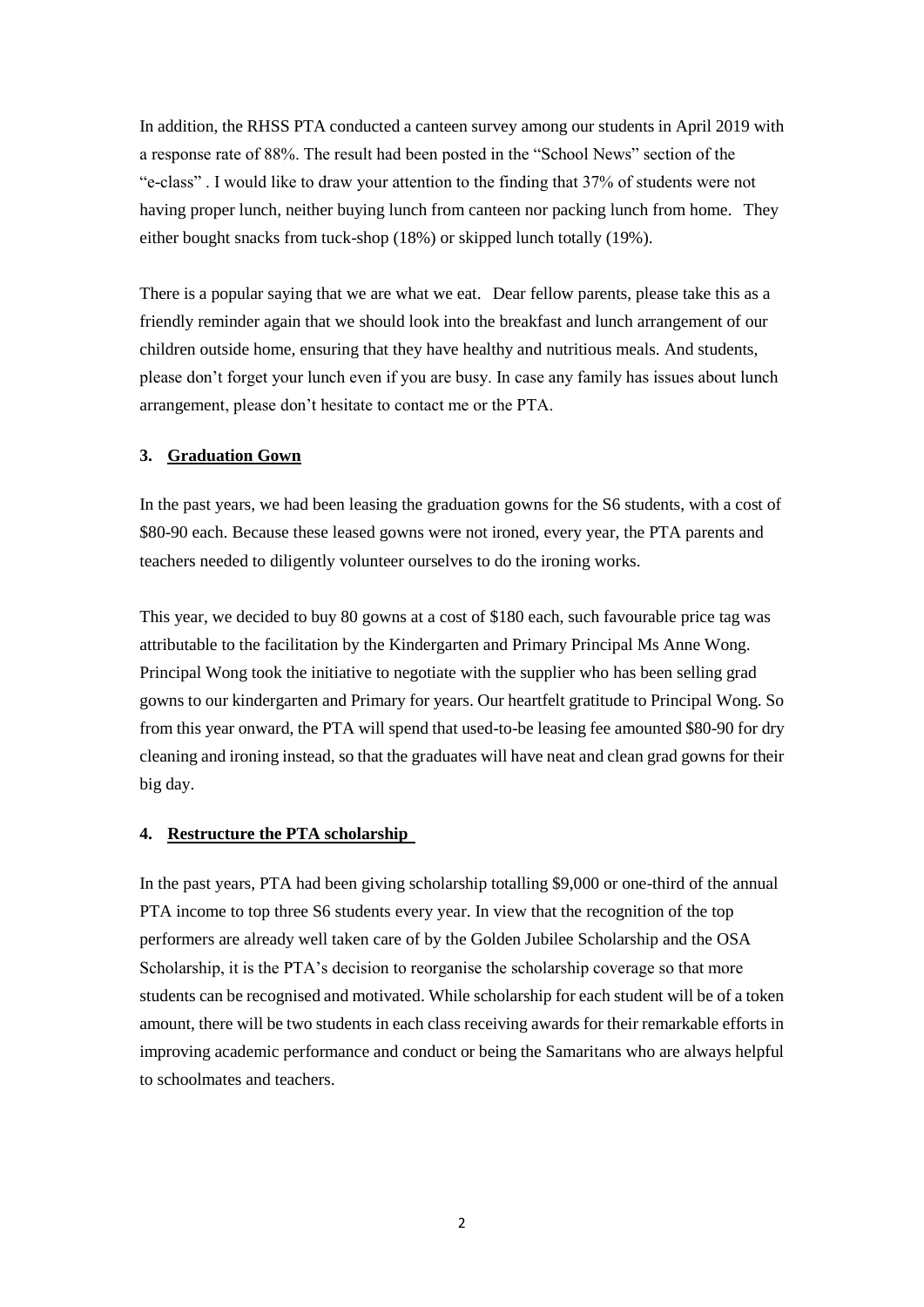In addition, the RHSS PTA conducted a canteen survey among our students in April 2019 with a response rate of 88%. The result had been posted in the "School News" section of the "e-class" . I would like to draw your attention to the finding that 37% of students were not having proper lunch, neither buying lunch from canteen nor packing lunch from home. They either bought snacks from tuck-shop (18%) or skipped lunch totally (19%).

There is a popular saying that we are what we eat. Dear fellow parents, please take this as a friendly reminder again that we should look into the breakfast and lunch arrangement of our children outside home, ensuring that they have healthy and nutritious meals. And students, please don't forget your lunch even if you are busy. In case any family has issues about lunch arrangement, please don't hesitate to contact me or the PTA.

### 3. Graduation Gown

In the past years, we had been leasing the graduation gowns for the S6 students, with a cost of \$80-90 each. Because these leased gowns were not ironed, every year, the PTA parents and teachers needed to diligently volunteer ourselves to do the ironing works.

This year, we decided to buy 80 gowns at a cost of \$180 each, such favourable price tag was attributable to the facilitation by the Kindergarten and Primary Principal Ms Anne Wong. Principal Wong took the initiative to negotiate with the supplier who has been selling grad gowns to our kindergarten and Primary for years. Our heartfelt gratitude to Principal Wong. So from this year onward, the PTA will spend that used-to-be leasing fee amounted \$80-90 for dry cleaning and ironing instead, so that the graduates will have neat and clean grad gowns for their big day.

### 4. Restructure the PTA scholarship

In the past years, PTA had been giving scholarship totalling \$9,000 or one-third of the annual PTA income to top three S6 students every year. In view that the recognition of the top performers are already well taken care of by the Golden Jubilee Scholarship and the OSA Scholarship, it is the PTA's decision to reorganise the scholarship coverage so that more students can be recognised and motivated. While scholarship for each student will be of a token amount, there will be two students in each class receiving awards for their remarkable efforts in improving academic performance and conduct or being the Samaritans who are always helpful to schoolmates and teachers.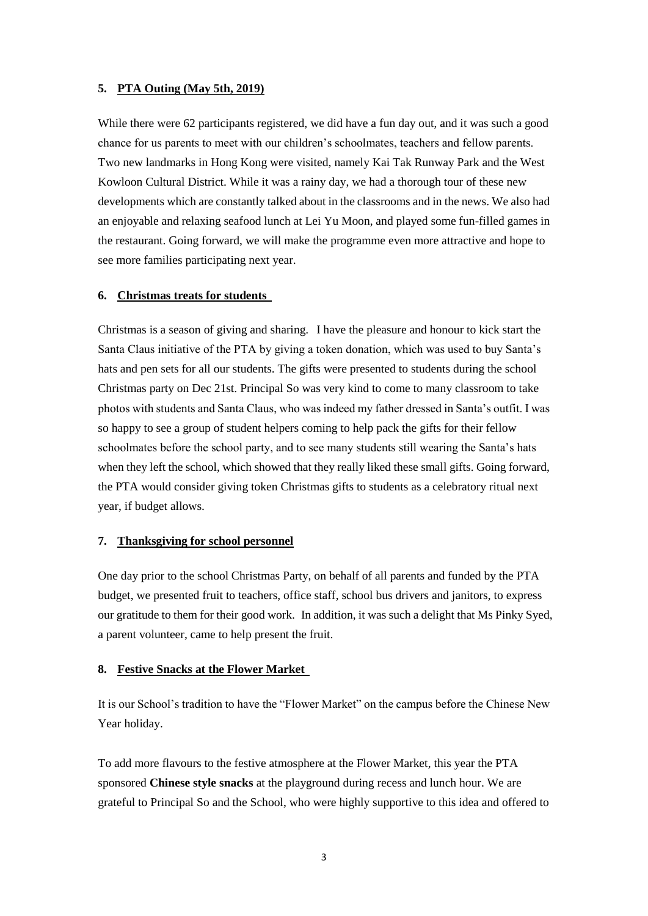**5. <u>PTA Outing (May 5th, 2019)</u>**

While there were 62 participants registered, we did have a fun day out, and it was such a good chance for us parents to meet with our children's schoolmates, teachers and fellow parents. Two new landmarks in Hong Kong were visited, namely Kai Tak Runway Park and the West Kowloon Cultural District. While it was a rainy day, we had a thorough tour of these new developments which are constantly talked about in the classrooms and in the news. We also had an enjoyable and relaxing seafood lunch at Lei Yu Moon, and played some fun-filled games in the restaurant. Going forward, we will make the programme even more attractive and hope to see more families participating next year.

**6. <u>Christmas treats for students</u>**

Christmas is a season of giving and sharing. I have the pleasure and honour to kick start the Santa Claus initiative of the PTA by giving a token donation, which was used to buy Santa's hats and pen sets for all our students. The gifts were presented to students during the school Christmas party on Dec 21st. Principal So was very kind to come to many classroom to take photos with students and Santa Claus, who was indeed my father dressed in Santa's outfit. I was so happy to see a group of student helpers coming to help pack the gifts for their fellow schoolmates before the school party, and to see many students still wearing the Santa's hats when they left the school, which showed that they really liked these small gifts. Going forward, the PTA would consider giving token Christmas gifts to students as a celebratory ritual next year, if budget allows.

**7. <u>Thanksgiving for school personnel</u>**

One day prior to the school Christmas Party, on behalf of all parents and funded by the PTA budget, we presented fruit to teachers, office staff, school bus drivers and janitors, to express our gratitude to them for their good work. In addition, it was such a delight that Ms Pinky Syed, a parent volunteer, came to help present the fruit.

**8. <u>Festive Snacks at the Flower Market</u>**

It is our School's tradition to have the "Flower Market" on the campus before the Chinese New Year holiday.

To add more flavours to the festive atmosphere at the Flower Market, this year the PTA sponsored **Chinese style snacks** at the playground during recess and lunch hour. We are grateful to Principal So and the School, who were highly supportive to this idea and offered to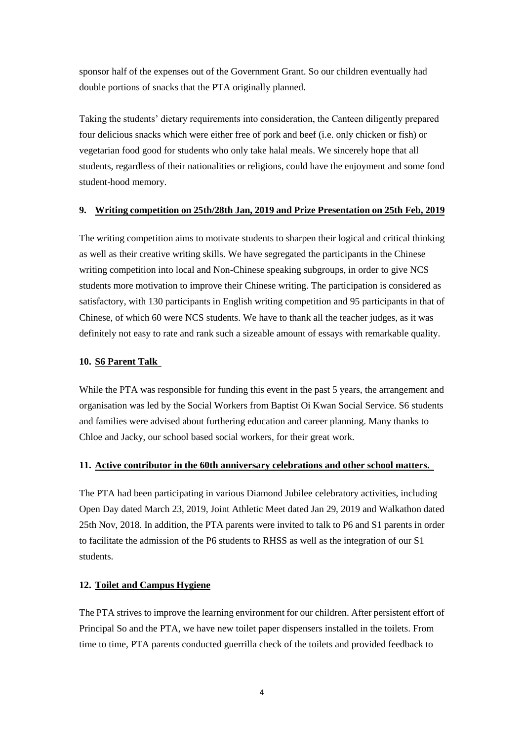sponsor half of the expenses out of the Government Grant. So our children eventually had double portions of snacks that the PTA originally planned.

Taking the students' dietary requirements into consideration, the Canteen diligently prepared four delicious snacks which were either free of pork and beef (i.e. only chicken or fish) or vegetarian food good for students who only take halal meals. We sincerely hope that all students, regardless of their nationalities or religions, could have the enjoyment and some fond student-hood memory.

### 9. Writing competition on 25th/28th Jan, 2019 and Prize Presentation on 25th Feb, 2019

The writing competition aims to motivate students to sharpen their logical and critical thinking as well as their creative writing skills. We have segregated the participants in the Chinese writing competition into local and Non-Chinese speaking subgroups, in order to give NCS students more motivation to improve their Chinese writing. The participation is considered as satisfactory, with 130 participants in English writing competition and 95 participants in that of Chinese, of which 60 were NCS students. We have to thank all the teacher judges, as it was definitely not easy to rate and rank such a sizeable amount of essays with remarkable quality.

### 10. S6 Parent Talk

While the PTA was responsible for funding this event in the past 5 years, the arrangement and organisation was led by the Social Workers from Baptist Oi Kwan Social Service. S6 students and families were advised about furthering education and career planning. Many thanks to Chloe and Jacky, our school based social workers, for their great work.

### 11. Active contributor in the 60th anniversary celebrations and other school matters.

The PTA had been participating in various Diamond Jubilee celebratory activities, including Open Day dated March 23, 2019, Joint Athletic Meet dated Jan 29, 2019 and Walkathon dated 25th Nov, 2018. In addition, the PTA parents were invited to talk to P6 and S1 parents in order to facilitate the admission of the P6 students to RHSS as well as the integration of our S1 students.

### 12. Toilet and Campus Hygiene

The PTA strives to improve the learning environment for our children. After persistent effort of Principal So and the PTA, we have new toilet paper dispensers installed in the toilets. From time to time, PTA parents conducted guerrilla check of the toilets and provided feedback to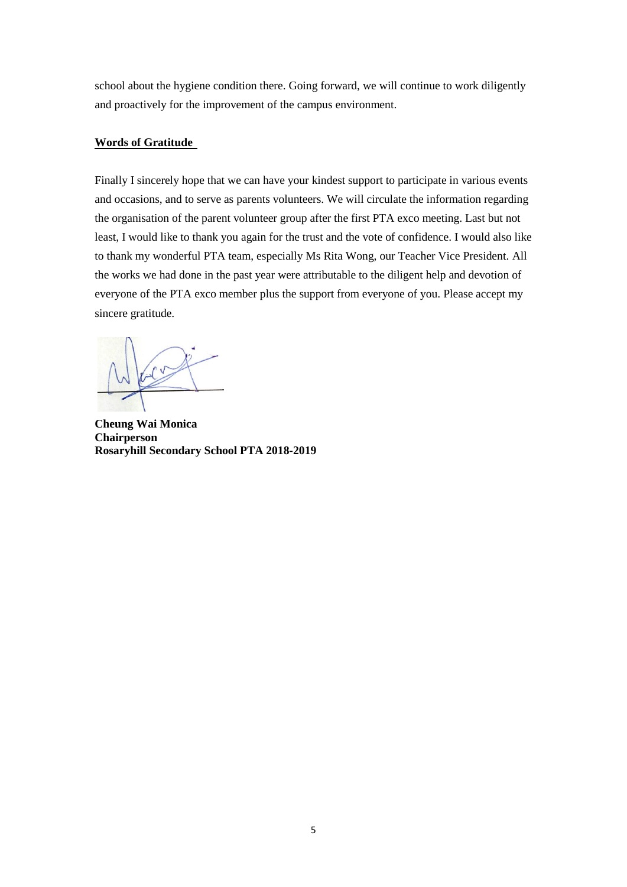school about the hygiene condition there. Going forward, we will continue to work diligently and proactively for the improvement of the campus environment.

**Words of Gratitude**

Finally I sincerely hope that we can have your kindest support to participate in various events and occasions, and to serve as parents volunteers. We will circulate the information regarding the organisation of the parent volunteer group after the first PTA exco meeting. Last but not least, I would like to thank you again for the trust and the vote of confidence. I would also like to thank my wonderful PTA team, especially Ms Rita Wong, our Teacher Vice President. All the works we had done in the past year were attributable to the diligent help and devotion of everyone of the PTA exco member plus the support from everyone of you. Please accept my sincere gratitude.

**Cheung Wai Monica**
**Chairperson**
**Rosaryhill Secondary School PTA 2018-2019**